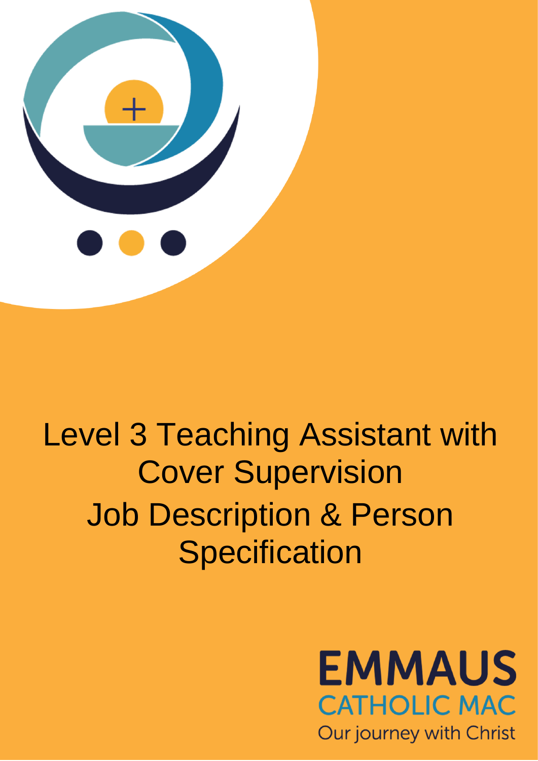# Level 3 Teaching Assistant with Cover Supervision

# Job Description & Person Specification

EMMAUS
CATHOLIC MAC
Our journey with Christ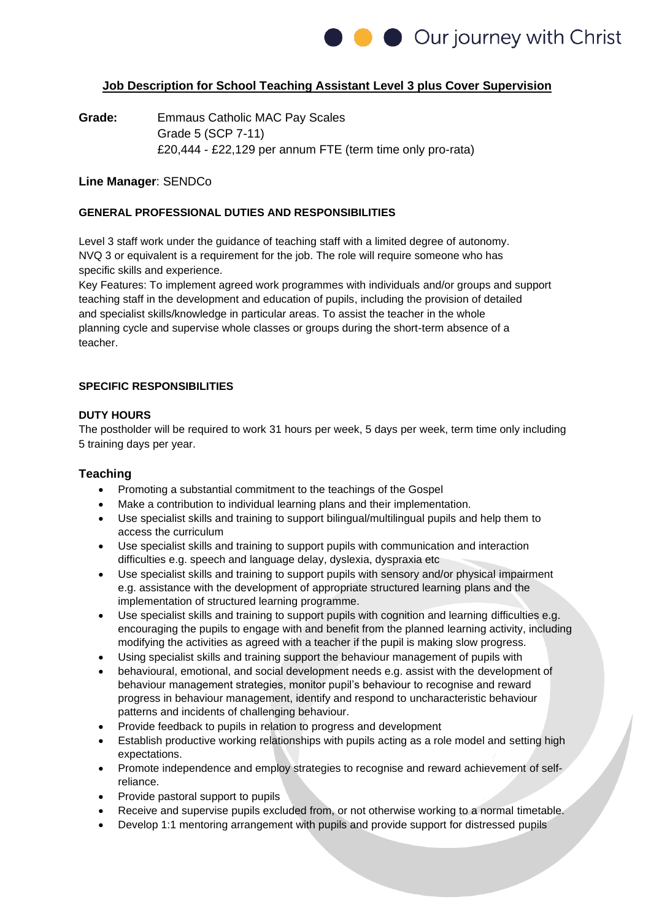**Job Description for School Teaching Assistant Level 3 plus Cover Supervision**

**Grade:** Emmaus Catholic MAC Pay Scales
Grade 5 (SCP 7-11)
£20,444 - £22,129 per annum FTE (term time only pro-rata)

**Line Manager**: SENDCo

**GENERAL PROFESSIONAL DUTIES AND RESPONSIBILITIES**

Level 3 staff work under the guidance of teaching staff with a limited degree of autonomy. NVQ 3 or equivalent is a requirement for the job. The role will require someone who has specific skills and experience.
Key Features: To implement agreed work programmes with individuals and/or groups and support teaching staff in the development and education of pupils, including the provision of detailed and specialist skills/knowledge in particular areas. To assist the teacher in the whole planning cycle and supervise whole classes or groups during the short-term absence of a teacher.

**SPECIFIC RESPONSIBILITIES**

**DUTY HOURS**
The postholder will be required to work 31 hours per week, 5 days per week, term time only including 5 training days per year.

**Teaching**

- Promoting a substantial commitment to the teachings of the Gospel
- Make a contribution to individual learning plans and their implementation.
- Use specialist skills and training to support bilingual/multilingual pupils and help them to access the curriculum
- Use specialist skills and training to support pupils with communication and interaction difficulties e.g. speech and language delay, dyslexia, dyspraxia etc
- Use specialist skills and training to support pupils with sensory and/or physical impairment e.g. assistance with the development of appropriate structured learning plans and the implementation of structured learning programme.
- Use specialist skills and training to support pupils with cognition and learning difficulties e.g. encouraging the pupils to engage with and benefit from the planned learning activity, including modifying the activities as agreed with a teacher if the pupil is making slow progress.
- Using specialist skills and training support the behaviour management of pupils with
- behavioural, emotional, and social development needs e.g. assist with the development of behaviour management strategies, monitor pupil's behaviour to recognise and reward progress in behaviour management, identify and respond to uncharacteristic behaviour patterns and incidents of challenging behaviour.
- Provide feedback to pupils in relation to progress and development
- Establish productive working relationships with pupils acting as a role model and setting high expectations.
- Promote independence and employ strategies to recognise and reward achievement of self-reliance.
- Provide pastoral support to pupils
- Receive and supervise pupils excluded from, or not otherwise working to a normal timetable.
- Develop 1:1 mentoring arrangement with pupils and provide support for distressed pupils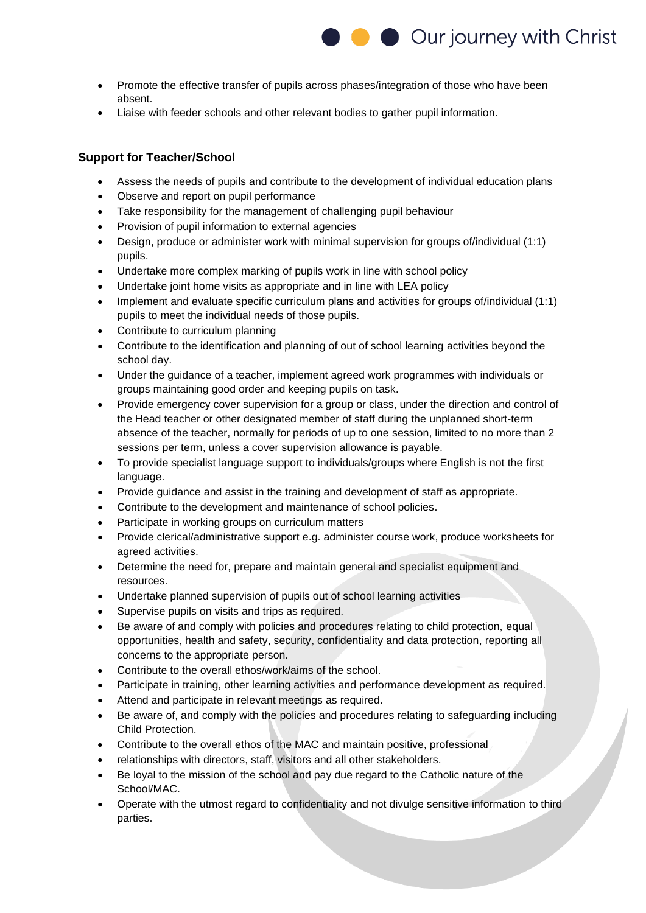- Promote the effective transfer of pupils across phases/integration of those who have been absent.
- Liaise with feeder schools and other relevant bodies to gather pupil information.

**Support for Teacher/School**

- Assess the needs of pupils and contribute to the development of individual education plans
- Observe and report on pupil performance
- Take responsibility for the management of challenging pupil behaviour
- Provision of pupil information to external agencies
- Design, produce or administer work with minimal supervision for groups of/individual (1:1) pupils.
- Undertake more complex marking of pupils work in line with school policy
- Undertake joint home visits as appropriate and in line with LEA policy
- Implement and evaluate specific curriculum plans and activities for groups of/individual (1:1) pupils to meet the individual needs of those pupils.
- Contribute to curriculum planning
- Contribute to the identification and planning of out of school learning activities beyond the school day.
- Under the guidance of a teacher, implement agreed work programmes with individuals or groups maintaining good order and keeping pupils on task.
- Provide emergency cover supervision for a group or class, under the direction and control of the Head teacher or other designated member of staff during the unplanned short-term absence of the teacher, normally for periods of up to one session, limited to no more than 2 sessions per term, unless a cover supervision allowance is payable.
- To provide specialist language support to individuals/groups where English is not the first language.
- Provide guidance and assist in the training and development of staff as appropriate.
- Contribute to the development and maintenance of school policies.
- Participate in working groups on curriculum matters
- Provide clerical/administrative support e.g. administer course work, produce worksheets for agreed activities.
- Determine the need for, prepare and maintain general and specialist equipment and resources.
- Undertake planned supervision of pupils out of school learning activities
- Supervise pupils on visits and trips as required.
- Be aware of and comply with policies and procedures relating to child protection, equal opportunities, health and safety, security, confidentiality and data protection, reporting all concerns to the appropriate person.
- Contribute to the overall ethos/work/aims of the school.
- Participate in training, other learning activities and performance development as required.
- Attend and participate in relevant meetings as required.
- Be aware of, and comply with the policies and procedures relating to safeguarding including Child Protection.
- Contribute to the overall ethos of the MAC and maintain positive, professional
- relationships with directors, staff, visitors and all other stakeholders.
- Be loyal to the mission of the school and pay due regard to the Catholic nature of the School/MAC.
- Operate with the utmost regard to confidentiality and not divulge sensitive information to third parties.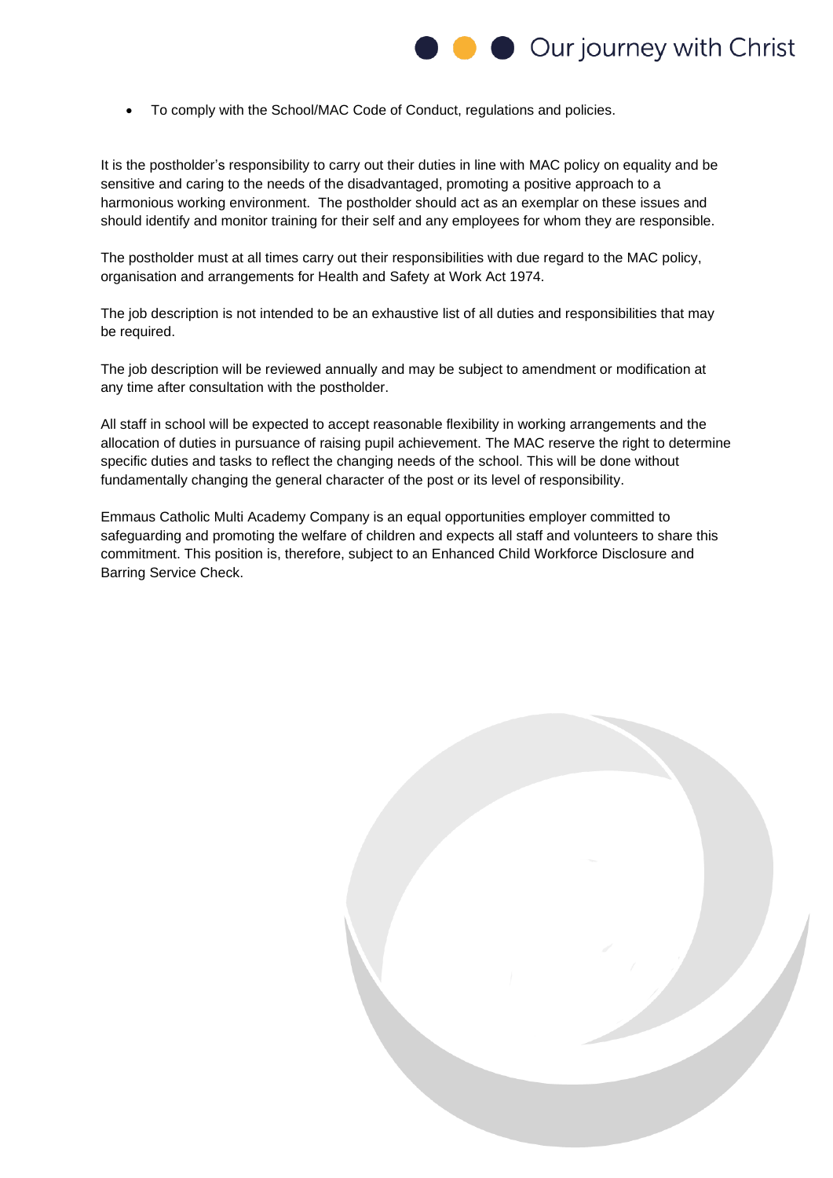- To comply with the School/MAC Code of Conduct, regulations and policies.

It is the postholder's responsibility to carry out their duties in line with MAC policy on equality and be sensitive and caring to the needs of the disadvantaged, promoting a positive approach to a harmonious working environment. The postholder should act as an exemplar on these issues and should identify and monitor training for their self and any employees for whom they are responsible.

The postholder must at all times carry out their responsibilities with due regard to the MAC policy, organisation and arrangements for Health and Safety at Work Act 1974.

The job description is not intended to be an exhaustive list of all duties and responsibilities that may be required.

The job description will be reviewed annually and may be subject to amendment or modification at any time after consultation with the postholder.

All staff in school will be expected to accept reasonable flexibility in working arrangements and the allocation of duties in pursuance of raising pupil achievement. The MAC reserve the right to determine specific duties and tasks to reflect the changing needs of the school. This will be done without fundamentally changing the general character of the post or its level of responsibility.

Emmaus Catholic Multi Academy Company is an equal opportunities employer committed to safeguarding and promoting the welfare of children and expects all staff and volunteers to share this commitment. This position is, therefore, subject to an Enhanced Child Workforce Disclosure and Barring Service Check.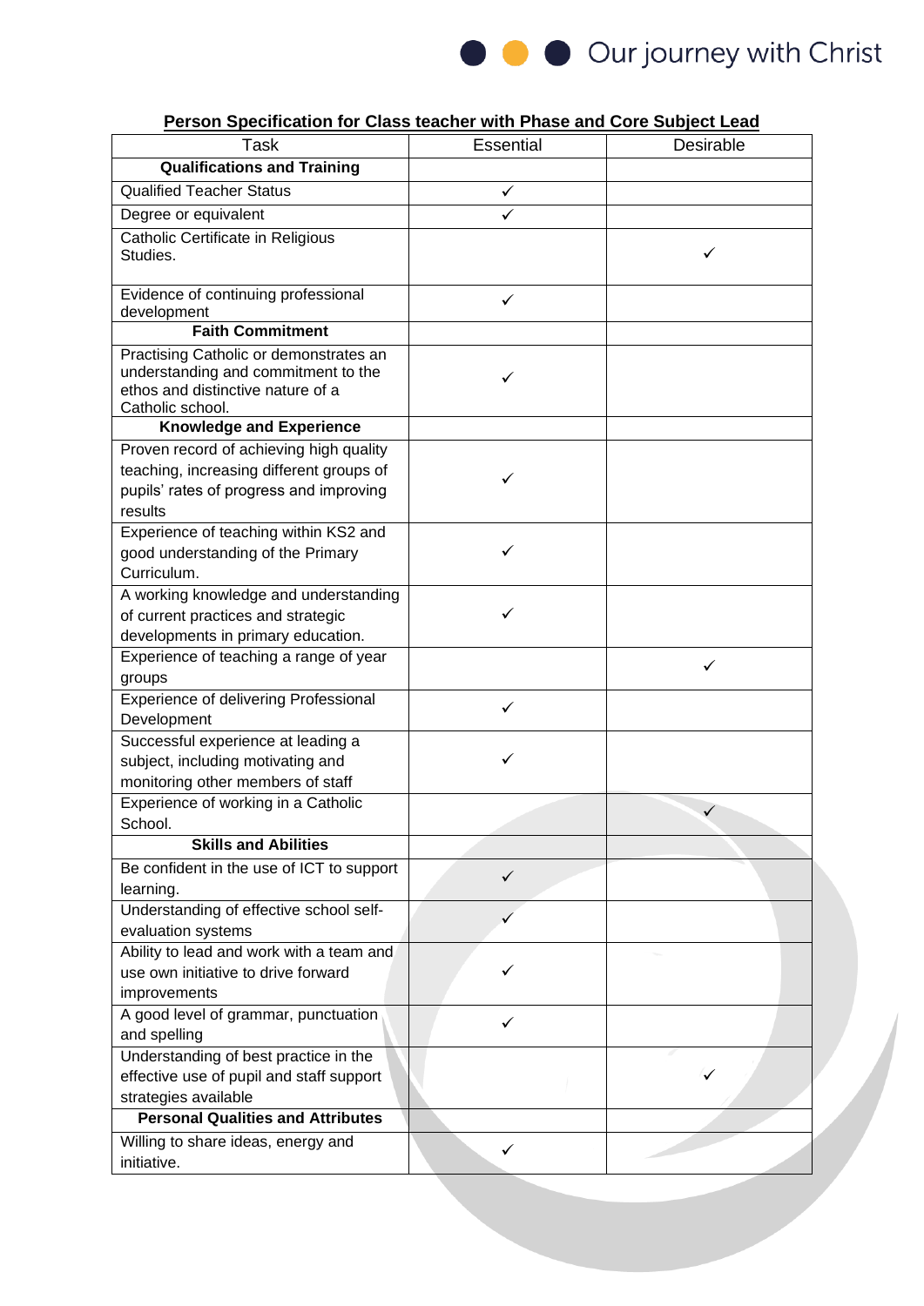**Person Specification for Class teacher with Phase and Core Subject Lead**

| Task | Essential | Desirable |
|---|---|---|
| **Qualifications and Training** | | |
| Qualified Teacher Status | ✓ | |
| Degree or equivalent | ✓ | |
| Catholic Certificate in Religious Studies. | | ✓ |
| Evidence of continuing professional development | ✓ | |
| **Faith Commitment** | | |
| Practising Catholic or demonstrates an understanding and commitment to the ethos and distinctive nature of a Catholic school. | ✓ | |
| **Knowledge and Experience** | | |
| Proven record of achieving high quality teaching, increasing different groups of pupils' rates of progress and improving results | ✓ | |
| Experience of teaching within KS2 and good understanding of the Primary Curriculum. | ✓ | |
| A working knowledge and understanding of current practices and strategic developments in primary education. | ✓ | |
| Experience of teaching a range of year groups | | ✓ |
| Experience of delivering Professional Development | ✓ | |
| Successful experience at leading a subject, including motivating and monitoring other members of staff | ✓ | |
| Experience of working in a Catholic School. | | ✓ |
| **Skills and Abilities** | | |
| Be confident in the use of ICT to support learning. | ✓ | |
| Understanding of effective school self-evaluation systems | ✓ | |
| Ability to lead and work with a team and use own initiative to drive forward improvements | ✓ | |
| A good level of grammar, punctuation and spelling | ✓ | |
| Understanding of best practice in the effective use of pupil and staff support strategies available | | ✓ |
| **Personal Qualities and Attributes** | | |
| Willing to share ideas, energy and initiative. | ✓ | |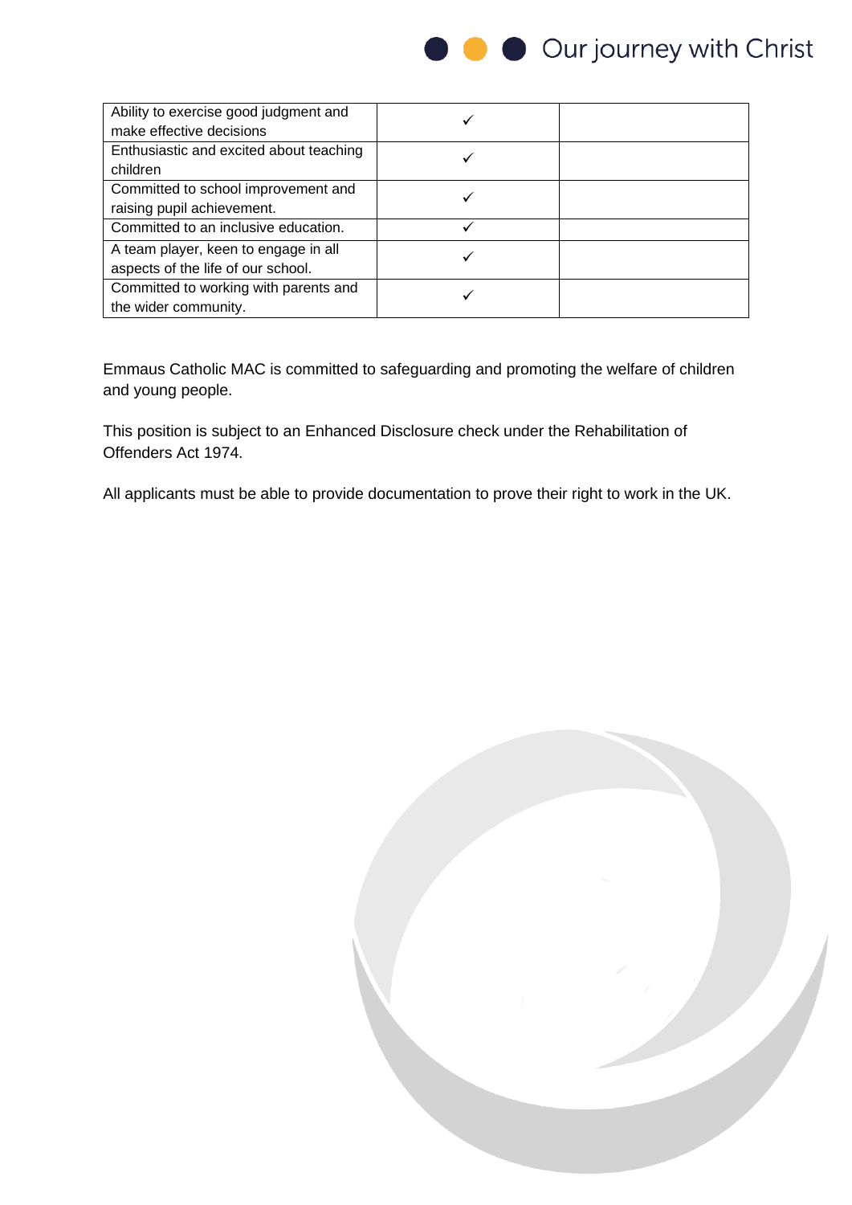| | | |
|---|---|---|
| Ability to exercise good judgment and make effective decisions | ✓ | |
| Enthusiastic and excited about teaching children | ✓ | |
| Committed to school improvement and raising pupil achievement. | ✓ | |
| Committed to an inclusive education. | ✓ | |
| A team player, keen to engage in all aspects of the life of our school. | ✓ | |
| Committed to working with parents and the wider community. | ✓ | |

Emmaus Catholic MAC is committed to safeguarding and promoting the welfare of children and young people.

This position is subject to an Enhanced Disclosure check under the Rehabilitation of Offenders Act 1974.

All applicants must be able to provide documentation to prove their right to work in the UK.